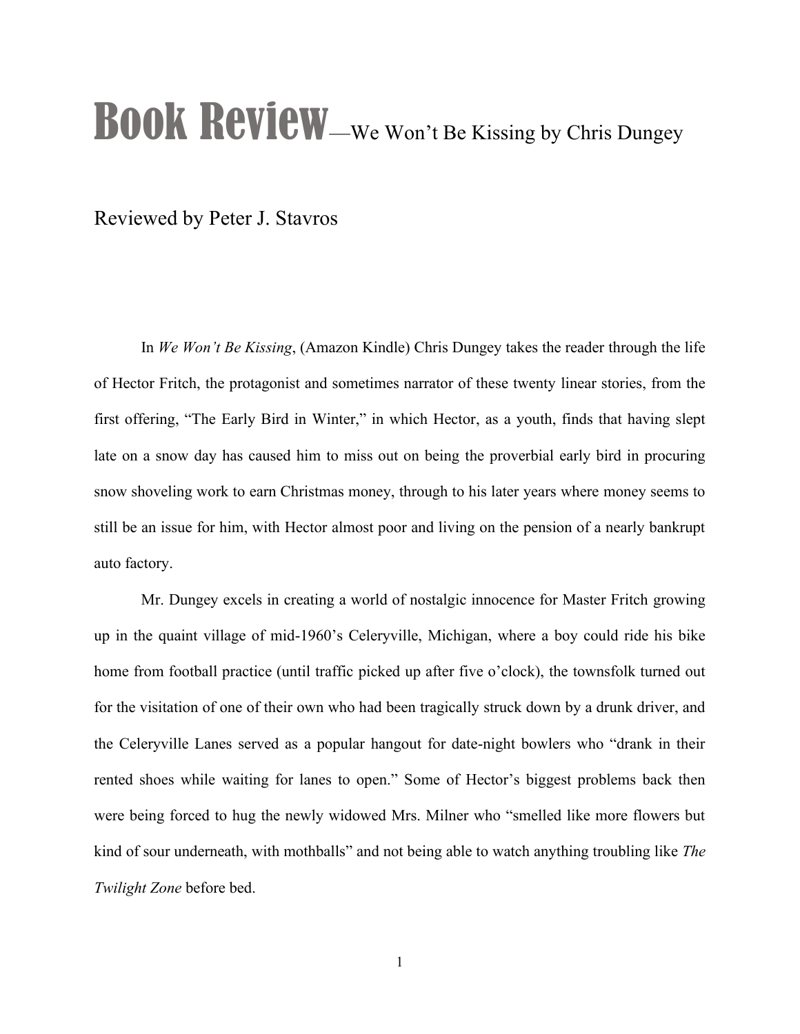# Book Review—We Won't Be Kissing by Chris Dungey

Reviewed by Peter J. Stavros

In *We Won't Be Kissing*, (Amazon Kindle) Chris Dungey takes the reader through the life of Hector Fritch, the protagonist and sometimes narrator of these twenty linear stories, from the first offering, "The Early Bird in Winter," in which Hector, as a youth, finds that having slept late on a snow day has caused him to miss out on being the proverbial early bird in procuring snow shoveling work to earn Christmas money, through to his later years where money seems to still be an issue for him, with Hector almost poor and living on the pension of a nearly bankrupt auto factory.

Mr. Dungey excels in creating a world of nostalgic innocence for Master Fritch growing up in the quaint village of mid-1960's Celeryville, Michigan, where a boy could ride his bike home from football practice (until traffic picked up after five o'clock), the townsfolk turned out for the visitation of one of their own who had been tragically struck down by a drunk driver, and the Celeryville Lanes served as a popular hangout for date-night bowlers who "drank in their rented shoes while waiting for lanes to open." Some of Hector's biggest problems back then were being forced to hug the newly widowed Mrs. Milner who "smelled like more flowers but kind of sour underneath, with mothballs" and not being able to watch anything troubling like *The Twilight Zone* before bed.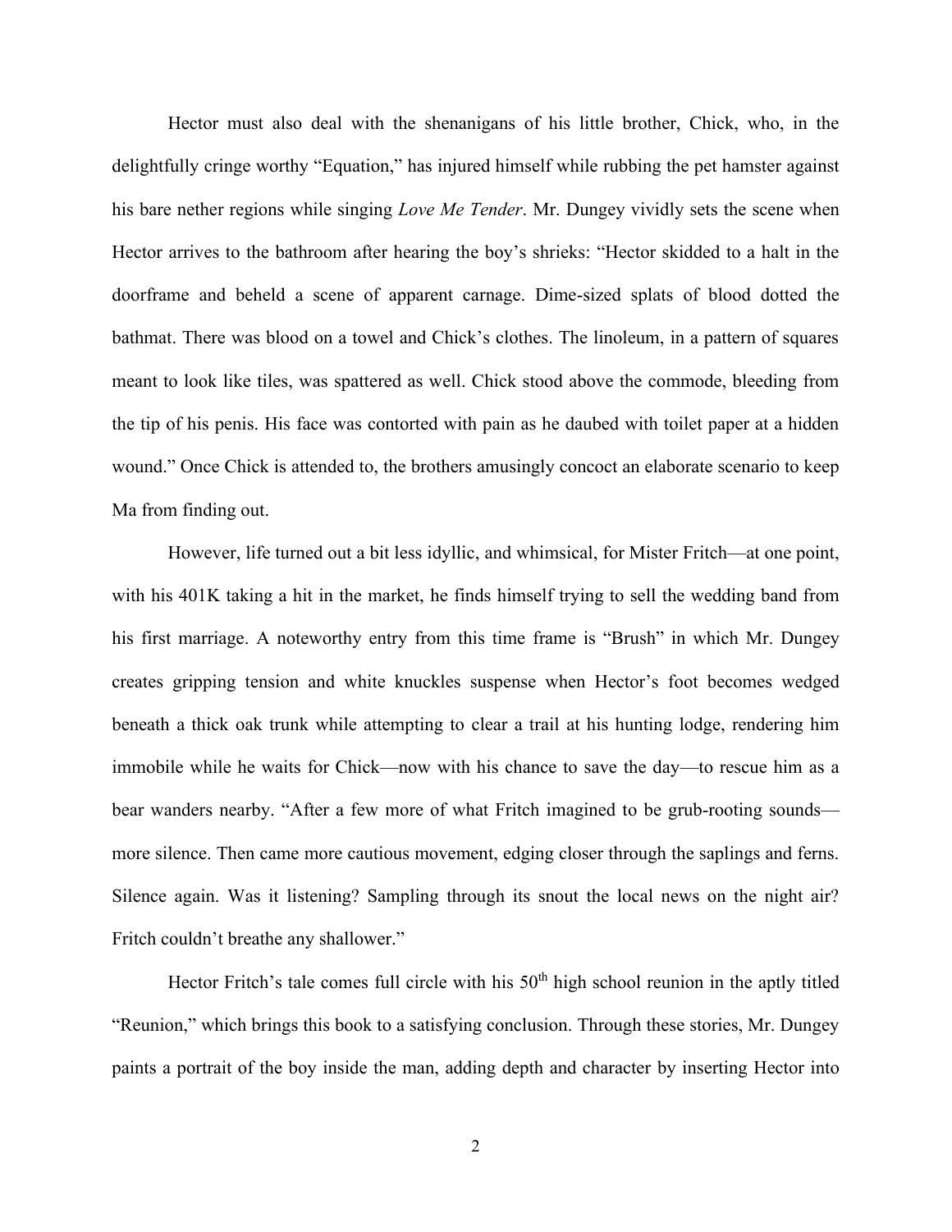Hector must also deal with the shenanigans of his little brother, Chick, who, in the delightfully cringe worthy "Equation," has injured himself while rubbing the pet hamster against his bare nether regions while singing *Love Me Tender*. Mr. Dungey vividly sets the scene when Hector arrives to the bathroom after hearing the boy's shrieks: "Hector skidded to a halt in the doorframe and beheld a scene of apparent carnage. Dime-sized splats of blood dotted the bathmat. There was blood on a towel and Chick's clothes. The linoleum, in a pattern of squares meant to look like tiles, was spattered as well. Chick stood above the commode, bleeding from the tip of his penis. His face was contorted with pain as he daubed with toilet paper at a hidden wound." Once Chick is attended to, the brothers amusingly concoct an elaborate scenario to keep Ma from finding out.

However, life turned out a bit less idyllic, and whimsical, for Mister Fritch—at one point, with his 401K taking a hit in the market, he finds himself trying to sell the wedding band from his first marriage. A noteworthy entry from this time frame is "Brush" in which Mr. Dungey creates gripping tension and white knuckles suspense when Hector's foot becomes wedged beneath a thick oak trunk while attempting to clear a trail at his hunting lodge, rendering him immobile while he waits for Chick—now with his chance to save the day—to rescue him as a bear wanders nearby. "After a few more of what Fritch imagined to be grub-rooting sounds—more silence. Then came more cautious movement, edging closer through the saplings and ferns. Silence again. Was it listening? Sampling through its snout the local news on the night air? Fritch couldn't breathe any shallower."

Hector Fritch's tale comes full circle with his 50th high school reunion in the aptly titled "Reunion," which brings this book to a satisfying conclusion. Through these stories, Mr. Dungey paints a portrait of the boy inside the man, adding depth and character by inserting Hector into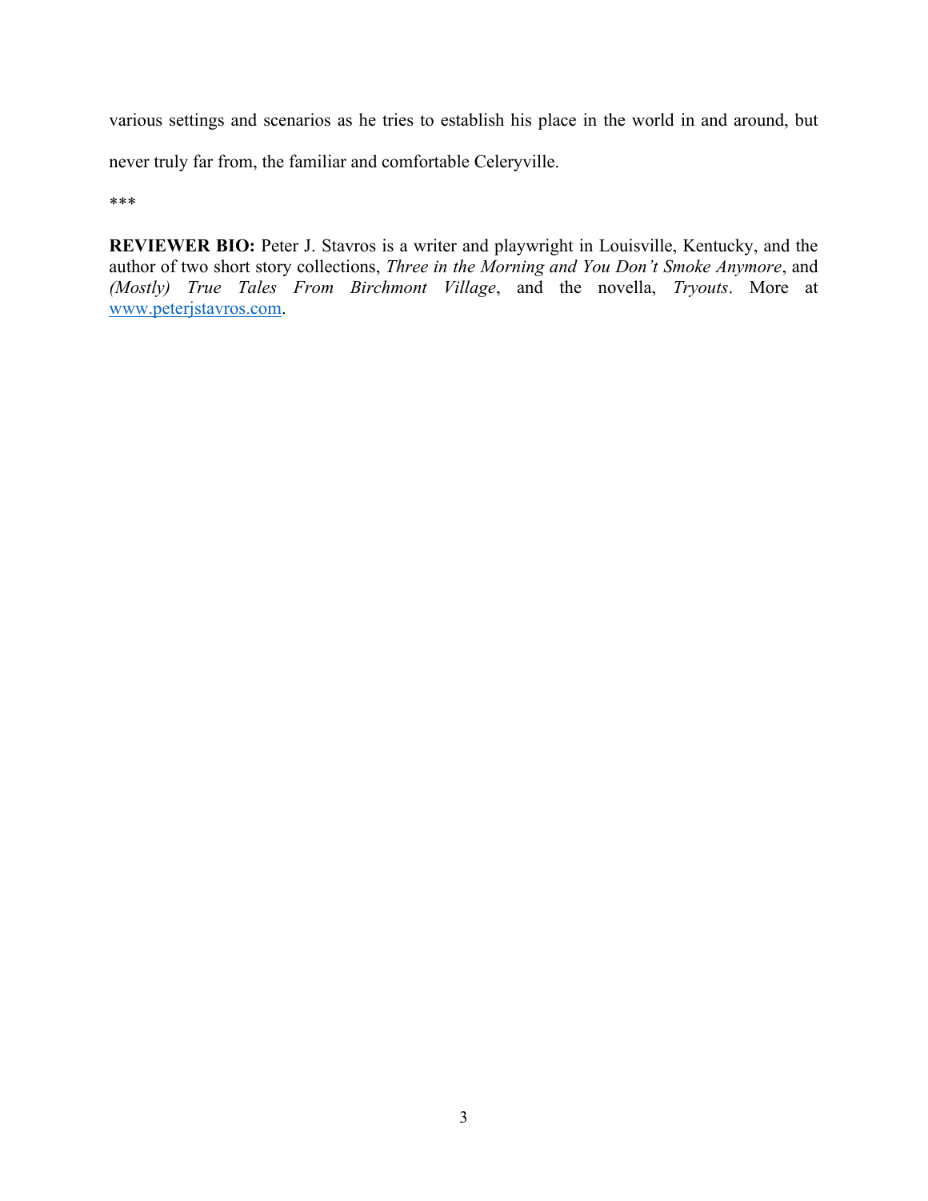various settings and scenarios as he tries to establish his place in the world in and around, but never truly far from, the familiar and comfortable Celeryville.

***

**REVIEWER BIO:** Peter J. Stavros is a writer and playwright in Louisville, Kentucky, and the author of two short story collections, *Three in the Morning and You Don't Smoke Anymore*, and *(Mostly) True Tales From Birchmont Village*, and the novella, *Tryouts*. More at www.peterjstavros.com.